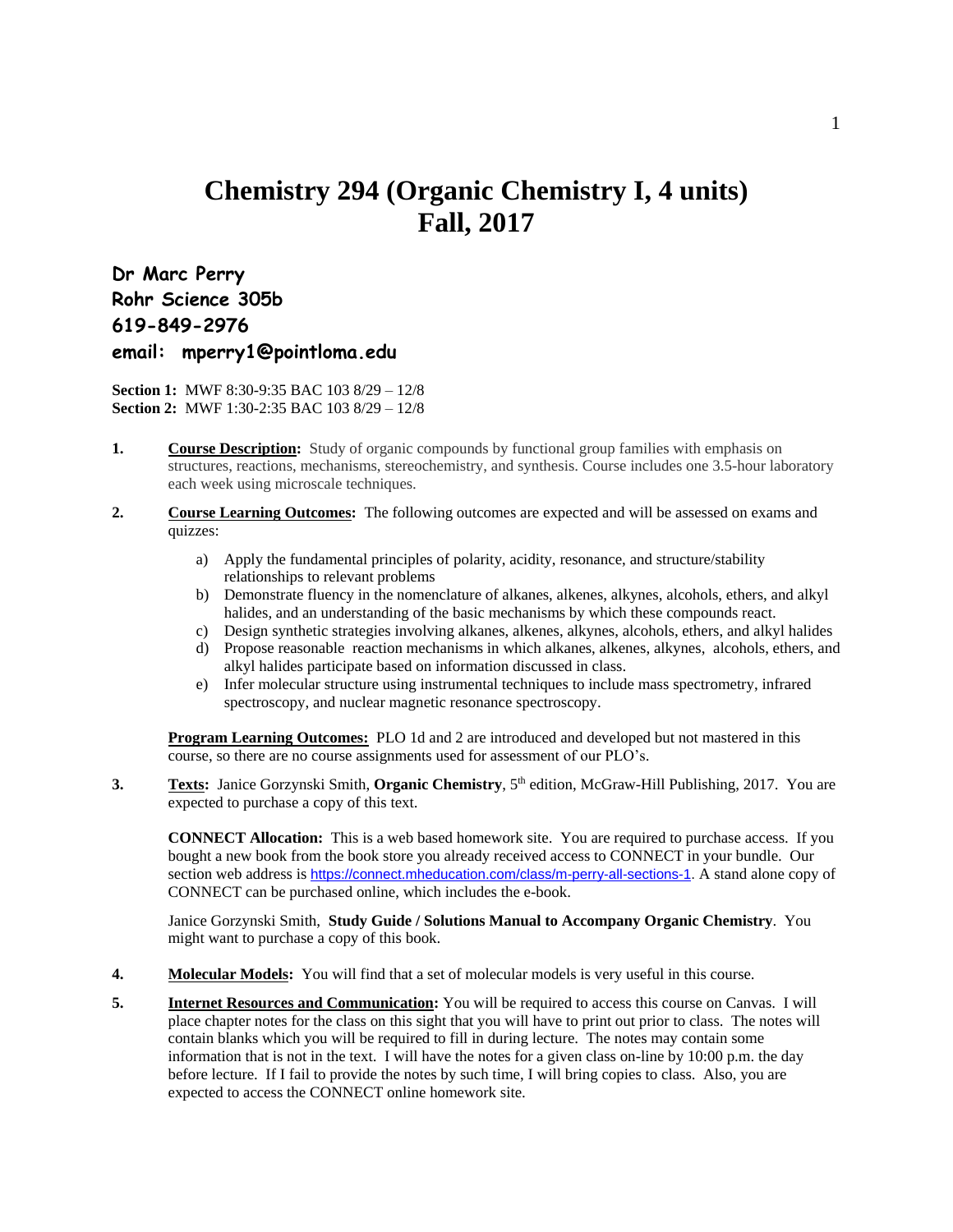# Chemistry 294 (Organic Chemistry I, 4 units)
# Fall, 2017

**Dr Marc Perry**
**Rohr Science 305b**
**619-849-2976**
**email: mperry1@pointloma.edu**

**Section 1:** MWF 8:30-9:35 BAC 103 8/29 – 12/8
**Section 2:** MWF 1:30-2:35 BAC 103 8/29 – 12/8

1. **Course Description:** Study of organic compounds by functional group families with emphasis on structures, reactions, mechanisms, stereochemistry, and synthesis. Course includes one 3.5-hour laboratory each week using microscale techniques.

2. **Course Learning Outcomes:** The following outcomes are expected and will be assessed on exams and quizzes:

   a) Apply the fundamental principles of polarity, acidity, resonance, and structure/stability relationships to relevant problems
   b) Demonstrate fluency in the nomenclature of alkanes, alkenes, alkynes, alcohols, ethers, and alkyl halides, and an understanding of the basic mechanisms by which these compounds react.
   c) Design synthetic strategies involving alkanes, alkenes, alkynes, alcohols, ethers, and alkyl halides
   d) Propose reasonable reaction mechanisms in which alkanes, alkenes, alkynes, alcohols, ethers, and alkyl halides participate based on information discussed in class.
   e) Infer molecular structure using instrumental techniques to include mass spectrometry, infrared spectroscopy, and nuclear magnetic resonance spectroscopy.

   **Program Learning Outcomes:** PLO 1d and 2 are introduced and developed but not mastered in this course, so there are no course assignments used for assessment of our PLO's.

3. **Texts:** Janice Gorzynski Smith, **Organic Chemistry**, 5th edition, McGraw-Hill Publishing, 2017. You are expected to purchase a copy of this text.

   **CONNECT Allocation:** This is a web based homework site. You are required to purchase access. If you bought a new book from the book store you already received access to CONNECT in your bundle. Our section web address is https://connect.mheducation.com/class/m-perry-all-sections-1. A stand alone copy of CONNECT can be purchased online, which includes the e-book.

   Janice Gorzynski Smith, **Study Guide / Solutions Manual to Accompany Organic Chemistry**. You might want to purchase a copy of this book.

4. **Molecular Models:** You will find that a set of molecular models is very useful in this course.

5. **Internet Resources and Communication:** You will be required to access this course on Canvas. I will place chapter notes for the class on this sight that you will have to print out prior to class. The notes will contain blanks which you will be required to fill in during lecture. The notes may contain some information that is not in the text. I will have the notes for a given class on-line by 10:00 p.m. the day before lecture. If I fail to provide the notes by such time, I will bring copies to class. Also, you are expected to access the CONNECT online homework site.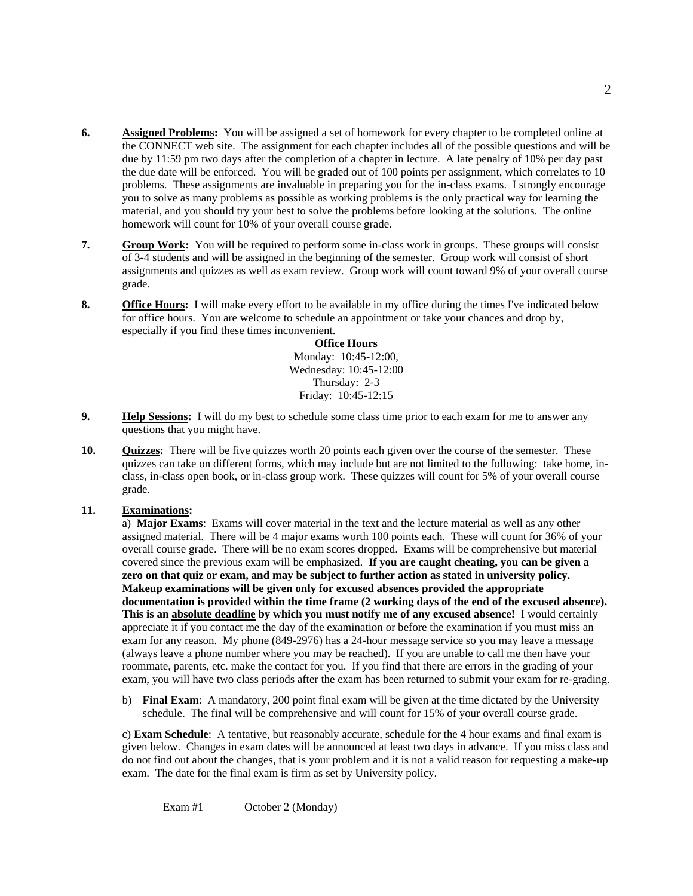6. **Assigned Problems:** You will be assigned a set of homework for every chapter to be completed online at the CONNECT web site. The assignment for each chapter includes all of the possible questions and will be due by 11:59 pm two days after the completion of a chapter in lecture. A late penalty of 10% per day past the due date will be enforced. You will be graded out of 100 points per assignment, which correlates to 10 problems. These assignments are invaluable in preparing you for the in-class exams. I strongly encourage you to solve as many problems as possible as working problems is the only practical way for learning the material, and you should try your best to solve the problems before looking at the solutions. The online homework will count for 10% of your overall course grade.

7. **Group Work:** You will be required to perform some in-class work in groups. These groups will consist of 3-4 students and will be assigned in the beginning of the semester. Group work will consist of short assignments and quizzes as well as exam review. Group work will count toward 9% of your overall course grade.

8. **Office Hours:** I will make every effort to be available in my office during the times I've indicated below for office hours. You are welcome to schedule an appointment or take your chances and drop by, especially if you find these times inconvenient.

   **Office Hours**
   Monday: 10:45-12:00,
   Wednesday: 10:45-12:00
   Thursday: 2-3
   Friday: 10:45-12:15

9. **Help Sessions:** I will do my best to schedule some class time prior to each exam for me to answer any questions that you might have.

10. **Quizzes:** There will be five quizzes worth 20 points each given over the course of the semester. These quizzes can take on different forms, which may include but are not limited to the following: take home, in-class, in-class open book, or in-class group work. These quizzes will count for 5% of your overall course grade.

11. **Examinations:**

    a) **Major Exams**: Exams will cover material in the text and the lecture material as well as any other assigned material. There will be 4 major exams worth 100 points each. These will count for 36% of your overall course grade. There will be no exam scores dropped. Exams will be comprehensive but material covered since the previous exam will be emphasized. **If you are caught cheating, you can be given a zero on that quiz or exam, and may be subject to further action as stated in university policy. Makeup examinations will be given only for excused absences provided the appropriate documentation is provided within the time frame (2 working days of the end of the excused absence). This is an absolute deadline by which you must notify me of any excused absence!** I would certainly appreciate it if you contact me the day of the examination or before the examination if you must miss an exam for any reason. My phone (849-2976) has a 24-hour message service so you may leave a message (always leave a phone number where you may be reached). If you are unable to call me then have your roommate, parents, etc. make the contact for you. If you find that there are errors in the grading of your exam, you will have two class periods after the exam has been returned to submit your exam for re-grading.

    b) **Final Exam**: A mandatory, 200 point final exam will be given at the time dictated by the University schedule. The final will be comprehensive and will count for 15% of your overall course grade.

    c) **Exam Schedule**: A tentative, but reasonably accurate, schedule for the 4 hour exams and final exam is given below. Changes in exam dates will be announced at least two days in advance. If you miss class and do not find out about the changes, that is your problem and it is not a valid reason for requesting a make-up exam. The date for the final exam is firm as set by University policy.

    Exam #1 October 2 (Monday)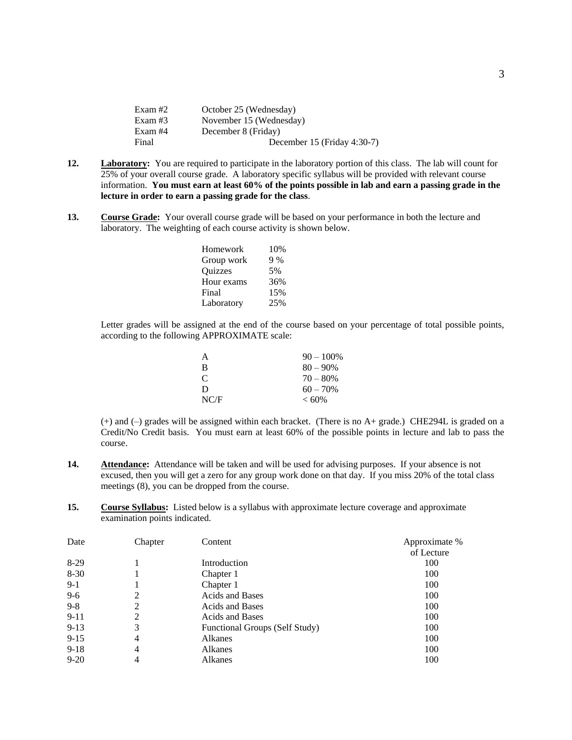| | |
|---|---|
| Exam #2 | October 25 (Wednesday) |
| Exam #3 | November 15 (Wednesday) |
| Exam #4 | December 8 (Friday) |
| Final | December 15 (Friday 4:30-7) |

**12.** **Laboratory:** You are required to participate in the laboratory portion of this class. The lab will count for 25% of your overall course grade. A laboratory specific syllabus will be provided with relevant course information. **You must earn at least 60% of the points possible in lab and earn a passing grade in the lecture in order to earn a passing grade for the class**.

**13.** **Course Grade:** Your overall course grade will be based on your performance in both the lecture and laboratory. The weighting of each course activity is shown below.

| | |
|---|---|
| Homework | 10% |
| Group work | 9 % |
| Quizzes | 5% |
| Hour exams | 36% |
| Final | 15% |
| Laboratory | 25% |

Letter grades will be assigned at the end of the course based on your percentage of total possible points, according to the following APPROXIMATE scale:

| | |
|---|---|
| A | 90 – 100% |
| B | 80 – 90% |
| C | 70 – 80% |
| D | 60 – 70% |
| NC/F | < 60% |

(+) and (–) grades will be assigned within each bracket. (There is no A+ grade.) CHE294L is graded on a Credit/No Credit basis. You must earn at least 60% of the possible points in lecture and lab to pass the course.

**14.** **Attendance:** Attendance will be taken and will be used for advising purposes. If your absence is not excused, then you will get a zero for any group work done on that day. If you miss 20% of the total class meetings (8), you can be dropped from the course.

**15.** **Course Syllabus:** Listed below is a syllabus with approximate lecture coverage and approximate examination points indicated.

| Date | Chapter | Content | Approximate % of Lecture |
|---|---|---|---|
| 8-29 | 1 | Introduction | 100 |
| 8-30 | 1 | Chapter 1 | 100 |
| 9-1 | 1 | Chapter 1 | 100 |
| 9-6 | 2 | Acids and Bases | 100 |
| 9-8 | 2 | Acids and Bases | 100 |
| 9-11 | 2 | Acids and Bases | 100 |
| 9-13 | 3 | Functional Groups (Self Study) | 100 |
| 9-15 | 4 | Alkanes | 100 |
| 9-18 | 4 | Alkanes | 100 |
| 9-20 | 4 | Alkanes | 100 |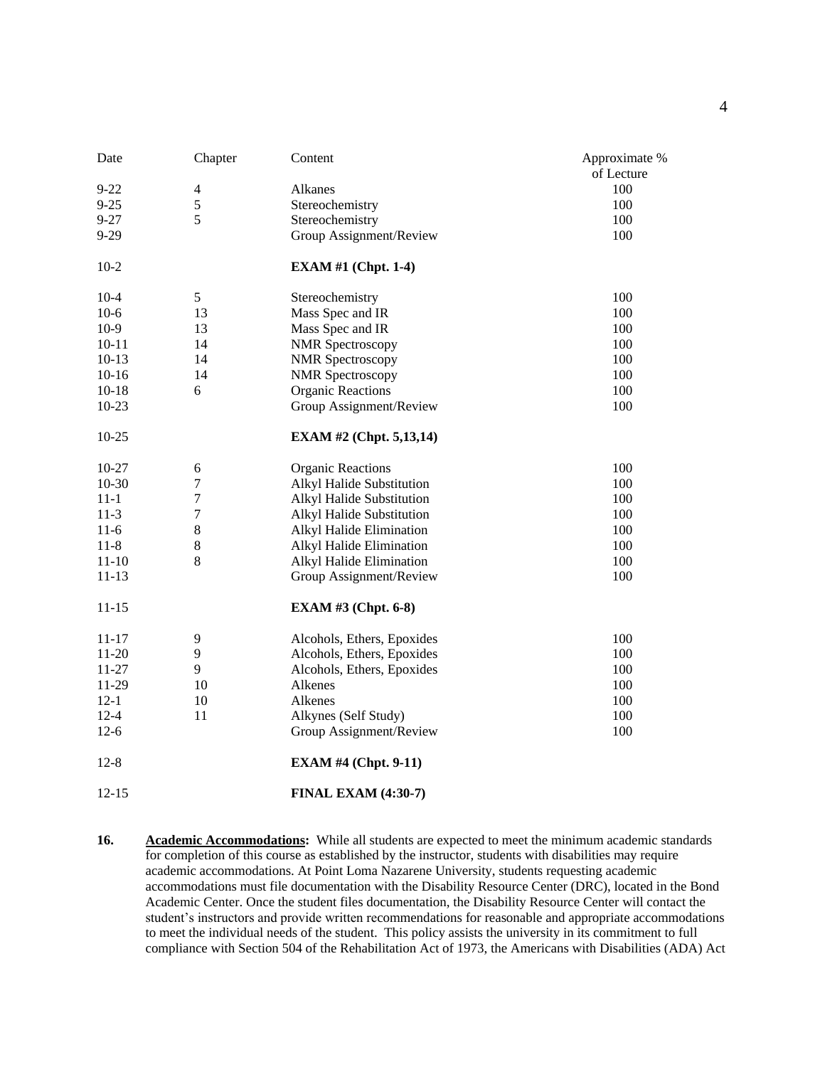| Date | Chapter | Content | Approximate % of Lecture |
|---|---|---|---|
| 9-22 | 4 | Alkanes | 100 |
| 9-25 | 5 | Stereochemistry | 100 |
| 9-27 | 5 | Stereochemistry | 100 |
| 9-29 | | Group Assignment/Review | 100 |
| 10-2 | | **EXAM #1 (Chpt. 1-4)** | |
| 10-4 | 5 | Stereochemistry | 100 |
| 10-6 | 13 | Mass Spec and IR | 100 |
| 10-9 | 13 | Mass Spec and IR | 100 |
| 10-11 | 14 | NMR Spectroscopy | 100 |
| 10-13 | 14 | NMR Spectroscopy | 100 |
| 10-16 | 14 | NMR Spectroscopy | 100 |
| 10-18 | 6 | Organic Reactions | 100 |
| 10-23 | | Group Assignment/Review | 100 |
| 10-25 | | **EXAM #2 (Chpt. 5,13,14)** | |
| 10-27 | 6 | Organic Reactions | 100 |
| 10-30 | 7 | Alkyl Halide Substitution | 100 |
| 11-1 | 7 | Alkyl Halide Substitution | 100 |
| 11-3 | 7 | Alkyl Halide Substitution | 100 |
| 11-6 | 8 | Alkyl Halide Elimination | 100 |
| 11-8 | 8 | Alkyl Halide Elimination | 100 |
| 11-10 | 8 | Alkyl Halide Elimination | 100 |
| 11-13 | | Group Assignment/Review | 100 |
| 11-15 | | **EXAM #3 (Chpt. 6-8)** | |
| 11-17 | 9 | Alcohols, Ethers, Epoxides | 100 |
| 11-20 | 9 | Alcohols, Ethers, Epoxides | 100 |
| 11-27 | 9 | Alcohols, Ethers, Epoxides | 100 |
| 11-29 | 10 | Alkenes | 100 |
| 12-1 | 10 | Alkenes | 100 |
| 12-4 | 11 | Alkynes (Self Study) | 100 |
| 12-6 | | Group Assignment/Review | 100 |
| 12-8 | | **EXAM #4 (Chpt. 9-11)** | |
| 12-15 | | **FINAL EXAM (4:30-7)** | |

**16.** **Academic Accommodations:** While all students are expected to meet the minimum academic standards for completion of this course as established by the instructor, students with disabilities may require academic accommodations. At Point Loma Nazarene University, students requesting academic accommodations must file documentation with the Disability Resource Center (DRC), located in the Bond Academic Center. Once the student files documentation, the Disability Resource Center will contact the student's instructors and provide written recommendations for reasonable and appropriate accommodations to meet the individual needs of the student. This policy assists the university in its commitment to full compliance with Section 504 of the Rehabilitation Act of 1973, the Americans with Disabilities (ADA) Act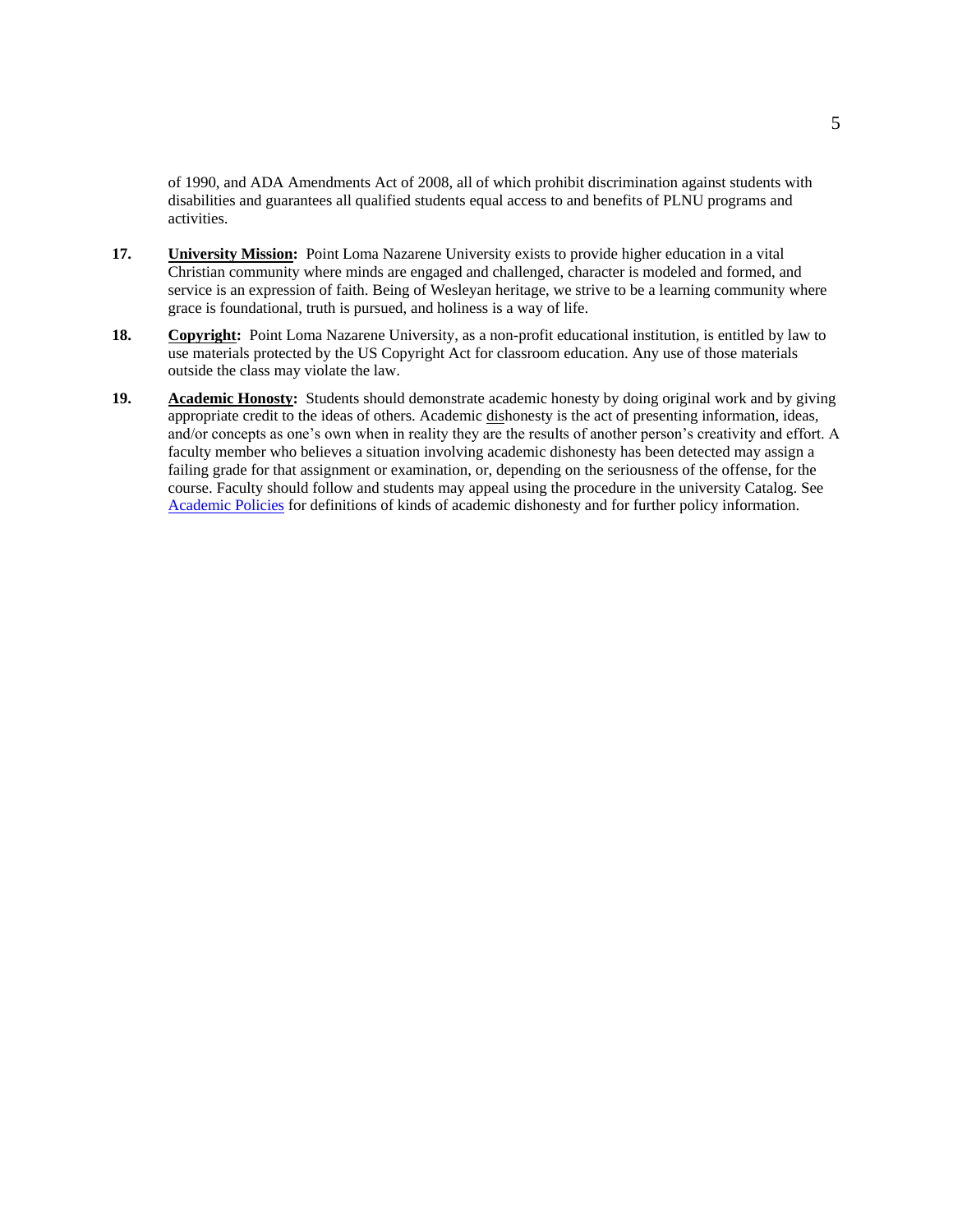of 1990, and ADA Amendments Act of 2008, all of which prohibit discrimination against students with disabilities and guarantees all qualified students equal access to and benefits of PLNU programs and activities.

17. **University Mission:** Point Loma Nazarene University exists to provide higher education in a vital Christian community where minds are engaged and challenged, character is modeled and formed, and service is an expression of faith. Being of Wesleyan heritage, we strive to be a learning community where grace is foundational, truth is pursued, and holiness is a way of life.

18. **Copyright:** Point Loma Nazarene University, as a non-profit educational institution, is entitled by law to use materials protected by the US Copyright Act for classroom education. Any use of those materials outside the class may violate the law.

19. **Academic Honosty:** Students should demonstrate academic honesty by doing original work and by giving appropriate credit to the ideas of others. Academic dishonesty is the act of presenting information, ideas, and/or concepts as one's own when in reality they are the results of another person's creativity and effort. A faculty member who believes a situation involving academic dishonesty has been detected may assign a failing grade for that assignment or examination, or, depending on the seriousness of the offense, for the course. Faculty should follow and students may appeal using the procedure in the university Catalog. See Academic Policies for definitions of kinds of academic dishonesty and for further policy information.